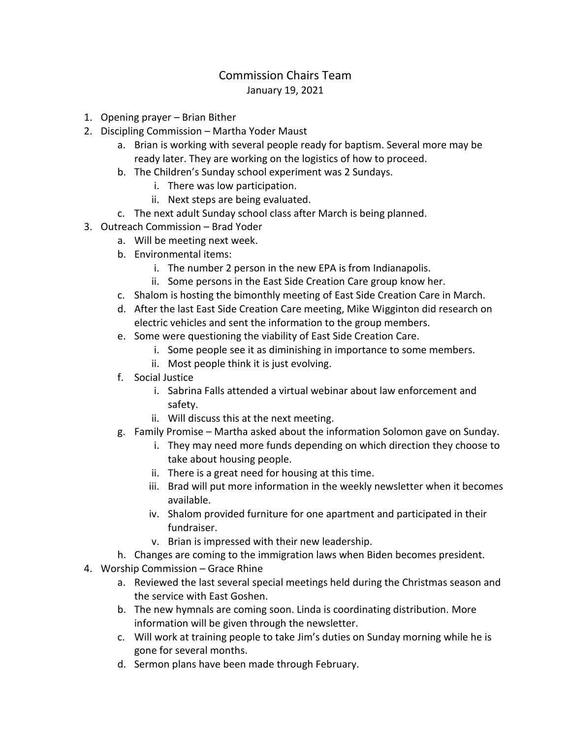# Commission Chairs Team

January 19, 2021

1. Opening prayer – Brian Bither
2. Discipling Commission – Martha Yoder Maust
    a. Brian is working with several people ready for baptism. Several more may be ready later. They are working on the logistics of how to proceed.
    b. The Children's Sunday school experiment was 2 Sundays.
        i. There was low participation.
        ii. Next steps are being evaluated.
    c. The next adult Sunday school class after March is being planned.
3. Outreach Commission – Brad Yoder
    a. Will be meeting next week.
    b. Environmental items:
        i. The number 2 person in the new EPA is from Indianapolis.
        ii. Some persons in the East Side Creation Care group know her.
    c. Shalom is hosting the bimonthly meeting of East Side Creation Care in March.
    d. After the last East Side Creation Care meeting, Mike Wigginton did research on electric vehicles and sent the information to the group members.
    e. Some were questioning the viability of East Side Creation Care.
        i. Some people see it as diminishing in importance to some members.
        ii. Most people think it is just evolving.
    f. Social Justice
        i. Sabrina Falls attended a virtual webinar about law enforcement and safety.
        ii. Will discuss this at the next meeting.
    g. Family Promise – Martha asked about the information Solomon gave on Sunday.
        i. They may need more funds depending on which direction they choose to take about housing people.
        ii. There is a great need for housing at this time.
        iii. Brad will put more information in the weekly newsletter when it becomes available.
        iv. Shalom provided furniture for one apartment and participated in their fundraiser.
        v. Brian is impressed with their new leadership.
    h. Changes are coming to the immigration laws when Biden becomes president.
4. Worship Commission – Grace Rhine
    a. Reviewed the last several special meetings held during the Christmas season and the service with East Goshen.
    b. The new hymnals are coming soon. Linda is coordinating distribution. More information will be given through the newsletter.
    c. Will work at training people to take Jim's duties on Sunday morning while he is gone for several months.
    d. Sermon plans have been made through February.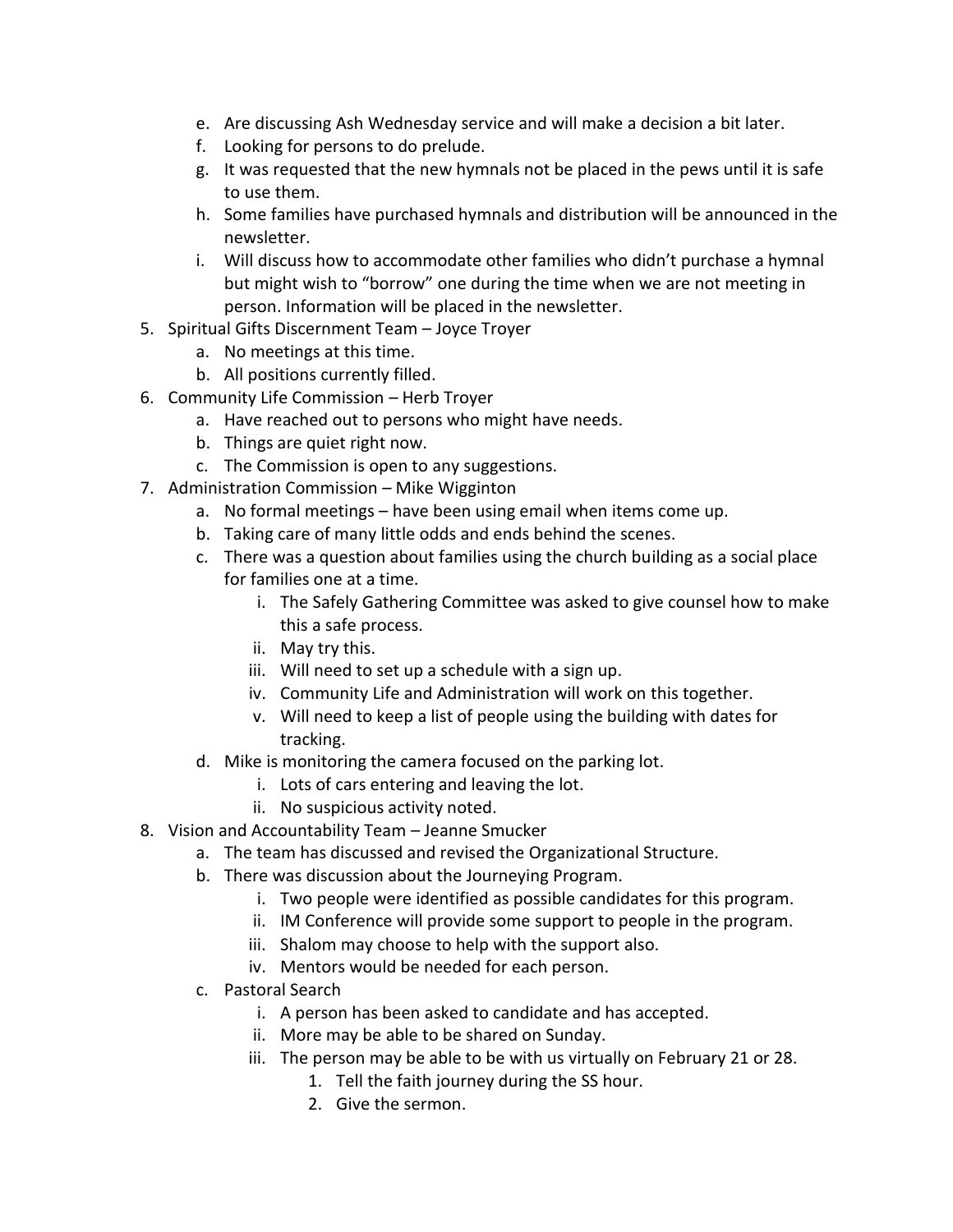e. Are discussing Ash Wednesday service and will make a decision a bit later.
   f. Looking for persons to do prelude.
   g. It was requested that the new hymnals not be placed in the pews until it is safe to use them.
   h. Some families have purchased hymnals and distribution will be announced in the newsletter.
   i. Will discuss how to accommodate other families who didn't purchase a hymnal but might wish to "borrow" one during the time when we are not meeting in person. Information will be placed in the newsletter.

5. Spiritual Gifts Discernment Team – Joyce Troyer
   a. No meetings at this time.
   b. All positions currently filled.
6. Community Life Commission – Herb Troyer
   a. Have reached out to persons who might have needs.
   b. Things are quiet right now.
   c. The Commission is open to any suggestions.
7. Administration Commission – Mike Wigginton
   a. No formal meetings – have been using email when items come up.
   b. Taking care of many little odds and ends behind the scenes.
   c. There was a question about families using the church building as a social place for families one at a time.
      i. The Safely Gathering Committee was asked to give counsel how to make this a safe process.
      ii. May try this.
      iii. Will need to set up a schedule with a sign up.
      iv. Community Life and Administration will work on this together.
      v. Will need to keep a list of people using the building with dates for tracking.
   d. Mike is monitoring the camera focused on the parking lot.
      i. Lots of cars entering and leaving the lot.
      ii. No suspicious activity noted.
8. Vision and Accountability Team – Jeanne Smucker
   a. The team has discussed and revised the Organizational Structure.
   b. There was discussion about the Journeying Program.
      i. Two people were identified as possible candidates for this program.
      ii. IM Conference will provide some support to people in the program.
      iii. Shalom may choose to help with the support also.
      iv. Mentors would be needed for each person.
   c. Pastoral Search
      i. A person has been asked to candidate and has accepted.
      ii. More may be able to be shared on Sunday.
      iii. The person may be able to be with us virtually on February 21 or 28.
         1. Tell the faith journey during the SS hour.
         2. Give the sermon.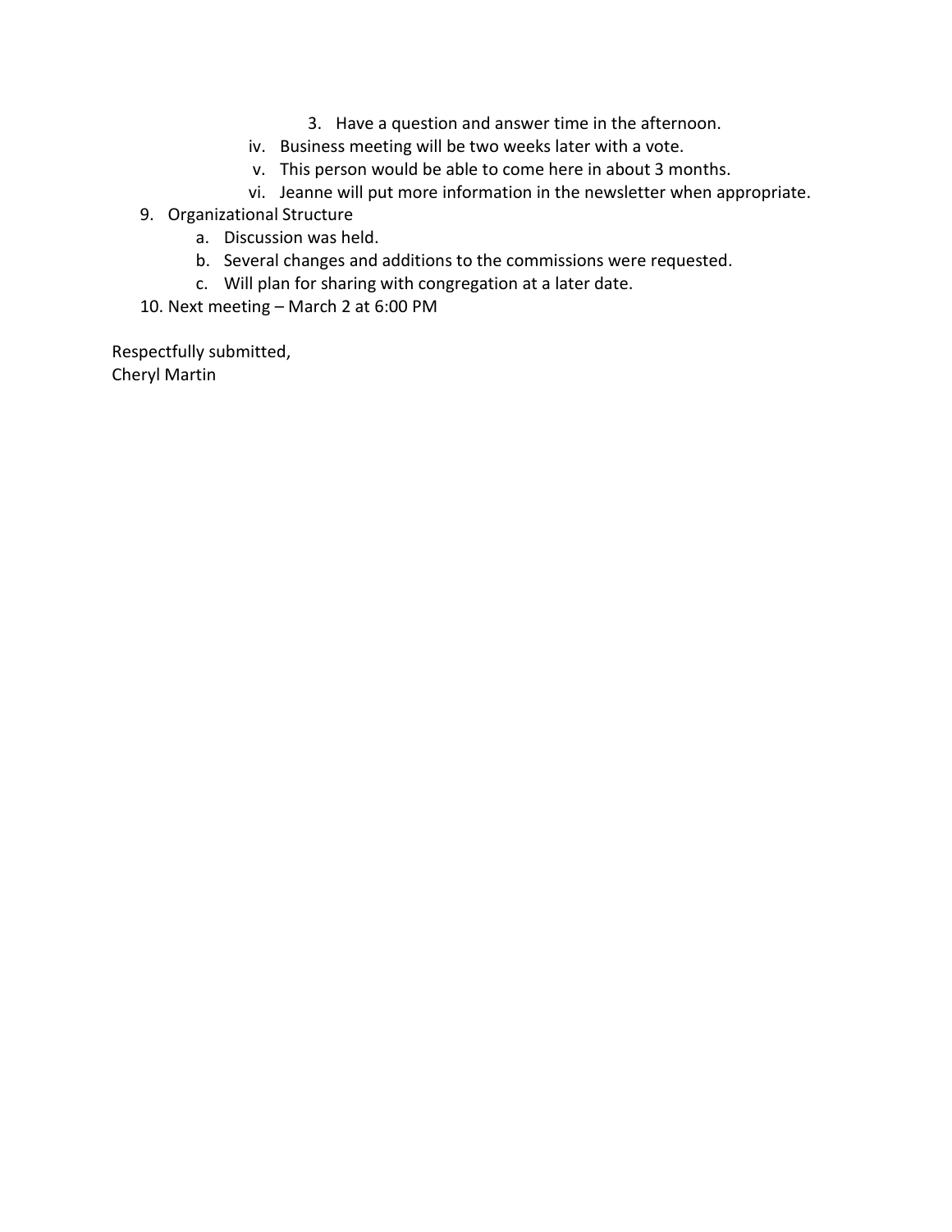3. Have a question and answer time in the afternoon.
    iv. Business meeting will be two weeks later with a vote.
    v. This person would be able to come here in about 3 months.
    vi. Jeanne will put more information in the newsletter when appropriate.

9. Organizational Structure
    a. Discussion was held.
    b. Several changes and additions to the commissions were requested.
    c. Will plan for sharing with congregation at a later date.
10. Next meeting – March 2 at 6:00 PM

Respectfully submitted,
Cheryl Martin